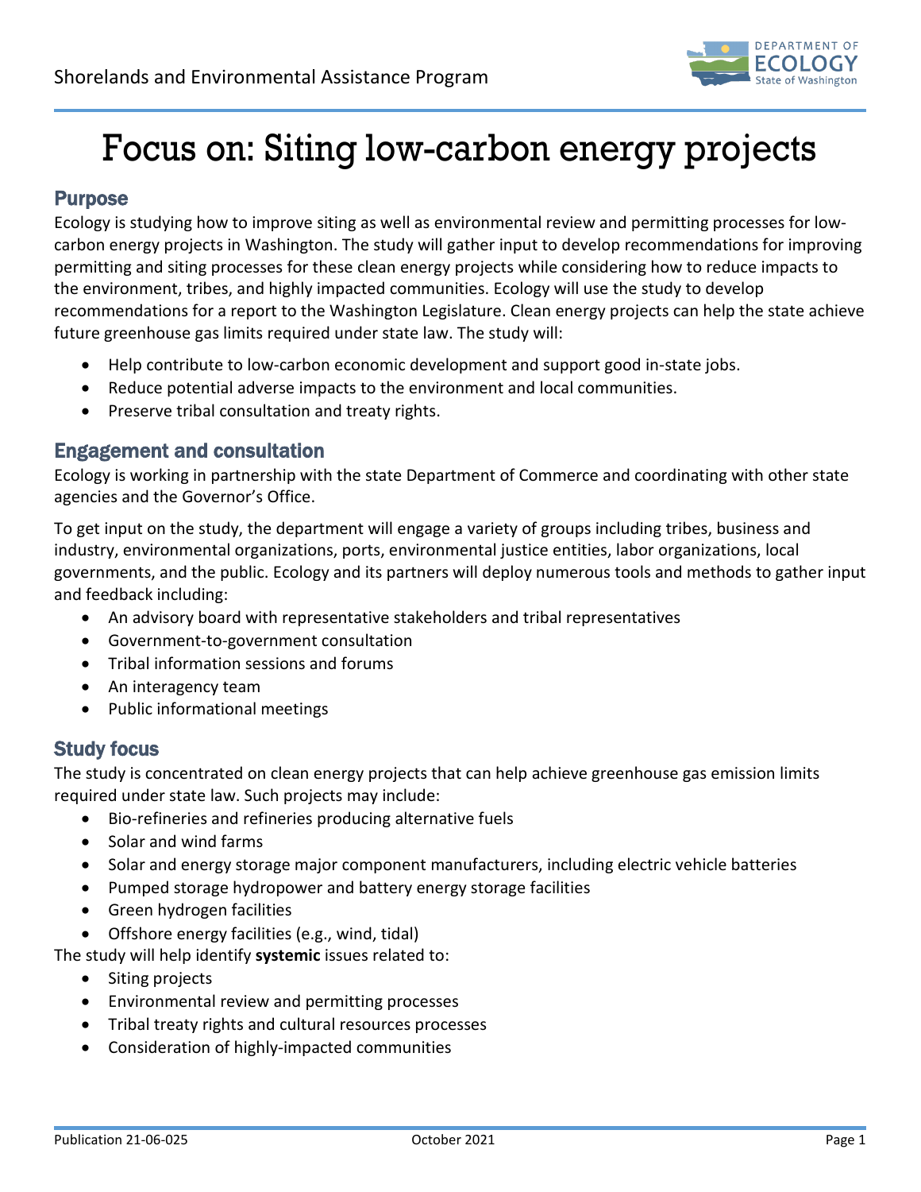# Focus on: Siting low-carbon energy projects

## Purpose

Ecology is studying how to improve siting as well as environmental review and permitting processes for low-carbon energy projects in Washington. The study will gather input to develop recommendations for improving permitting and siting processes for these clean energy projects while considering how to reduce impacts to the environment, tribes, and highly impacted communities. Ecology will use the study to develop recommendations for a report to the Washington Legislature. Clean energy projects can help the state achieve future greenhouse gas limits required under state law. The study will:

- Help contribute to low-carbon economic development and support good in-state jobs.
- Reduce potential adverse impacts to the environment and local communities.
- Preserve tribal consultation and treaty rights.

## Engagement and consultation

Ecology is working in partnership with the state Department of Commerce and coordinating with other state agencies and the Governor's Office.

To get input on the study, the department will engage a variety of groups including tribes, business and industry, environmental organizations, ports, environmental justice entities, labor organizations, local governments, and the public. Ecology and its partners will deploy numerous tools and methods to gather input and feedback including:

- An advisory board with representative stakeholders and tribal representatives
- Government-to-government consultation
- Tribal information sessions and forums
- An interagency team
- Public informational meetings

## Study focus

The study is concentrated on clean energy projects that can help achieve greenhouse gas emission limits required under state law. Such projects may include:

- Bio-refineries and refineries producing alternative fuels
- Solar and wind farms
- Solar and energy storage major component manufacturers, including electric vehicle batteries
- Pumped storage hydropower and battery energy storage facilities
- Green hydrogen facilities
- Offshore energy facilities (e.g., wind, tidal)

The study will help identify **systemic** issues related to:

- Siting projects
- Environmental review and permitting processes
- Tribal treaty rights and cultural resources processes
- Consideration of highly-impacted communities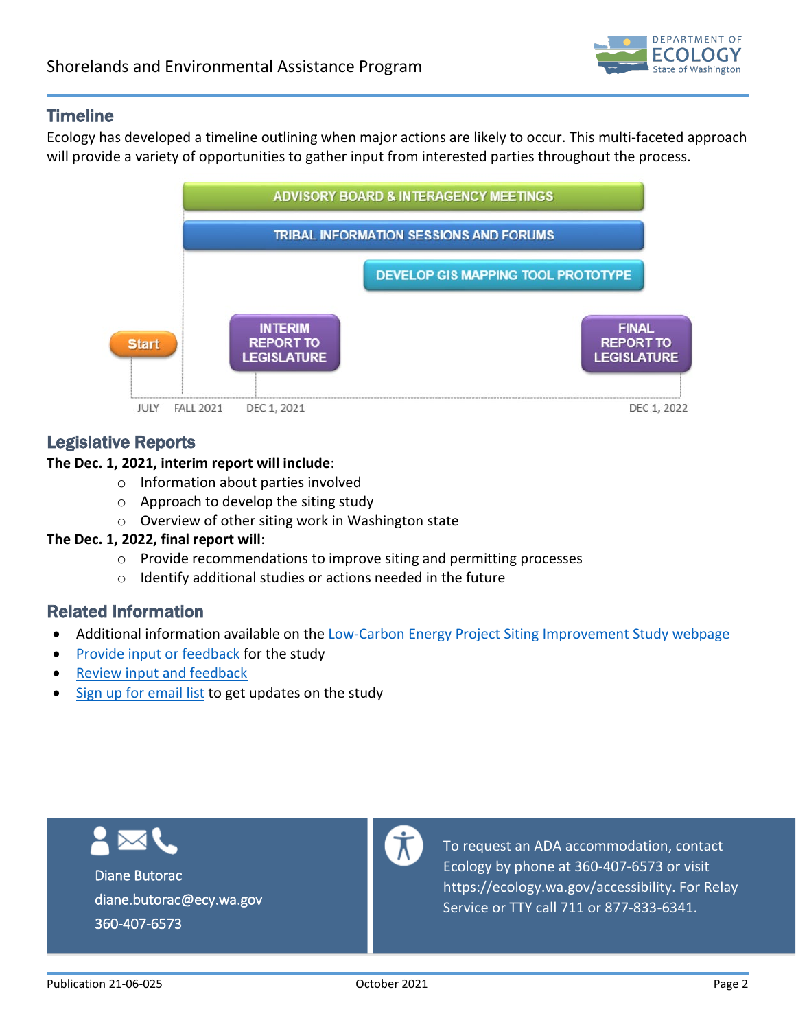## Timeline

Ecology has developed a timeline outlining when major actions are likely to occur. This multi-faceted approach will provide a variety of opportunities to gather input from interested parties throughout the process.

ADVISORY BOARD & INTERAGENCY MEETINGS

TRIBAL INFORMATION SESSIONS AND FORUMS

DEVELOP GIS MAPPING TOOL PROTOTYPE

Start

INTERIM REPORT TO LEGISLATURE

FINAL REPORT TO LEGISLATURE

JULY

FALL 2021

DEC 1, 2021

DEC 1, 2022

## Legislative Reports

**The Dec. 1, 2021, interim report will include**:

- Information about parties involved
- Approach to develop the siting study
- Overview of other siting work in Washington state

**The Dec. 1, 2022, final report will**:

- Provide recommendations to improve siting and permitting processes
- Identify additional studies or actions needed in the future

## Related Information

- Additional information available on the Low-Carbon Energy Project Siting Improvement Study webpage
- Provide input or feedback for the study
- Review input and feedback
- Sign up for email list to get updates on the study

Diane Butorac
diane.butorac@ecy.wa.gov
360-407-6573

To request an ADA accommodation, contact Ecology by phone at 360-407-6573 or visit https://ecology.wa.gov/accessibility. For Relay Service or TTY call 711 or 877-833-6341.